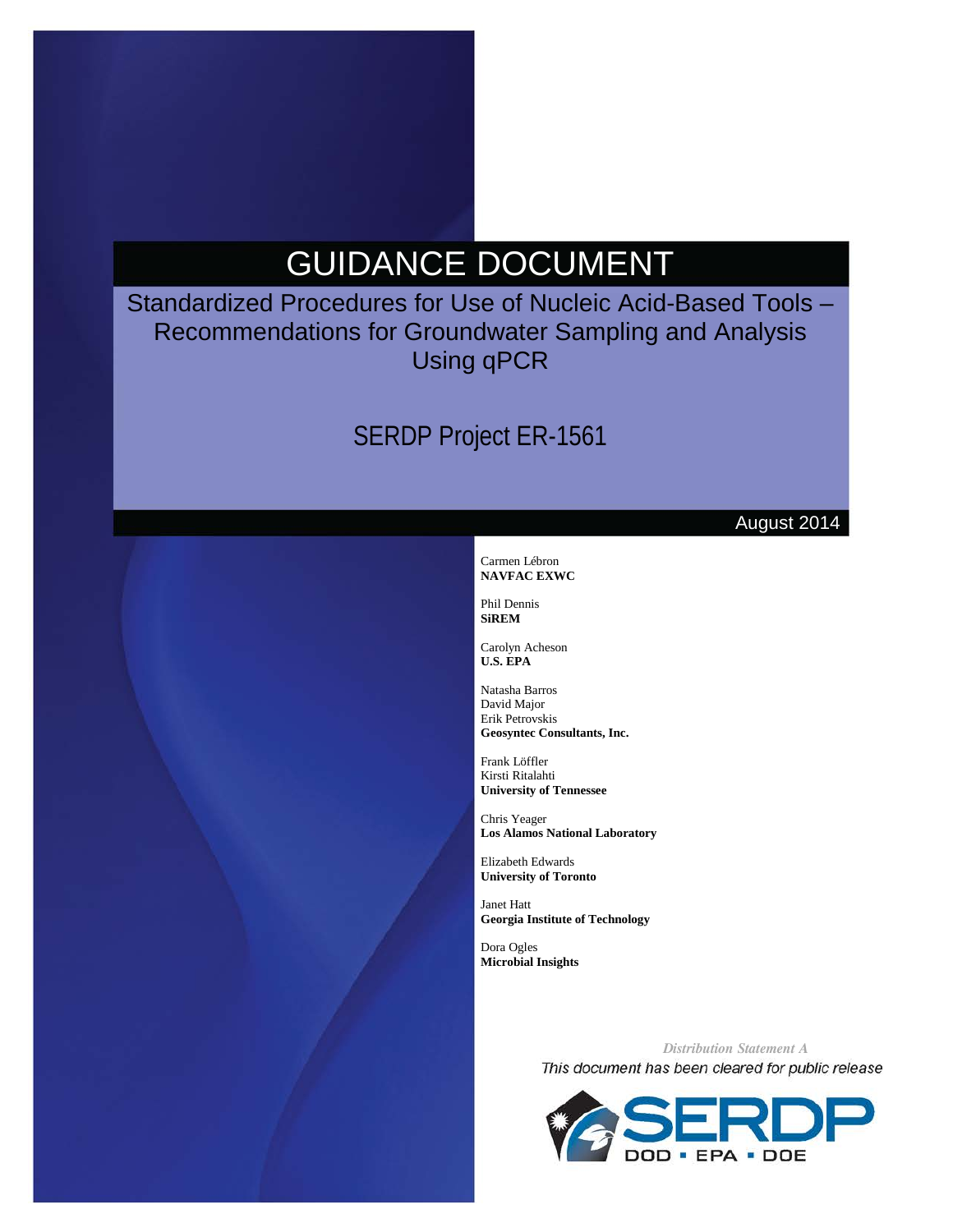# GUIDANCE DOCUMENT

## Standardized Procedures for Use of Nucleic Acid-Based Tools – Recommendations for Groundwater Sampling and Analysis Using qPCR

## SERDP Project ER-1561

August 2014

Carmen Lébron
**NAVFAC EXWC**

Phil Dennis
**SiREM**

Carolyn Acheson
**U.S. EPA**

Natasha Barros
David Major
Erik Petrovskis
**Geosyntec Consultants, Inc.**

Frank Löffler
Kirsti Ritalahti
**University of Tennessee**

Chris Yeager
**Los Alamos National Laboratory**

Elizabeth Edwards
**University of Toronto**

Janet Hatt
**Georgia Institute of Technology**

Dora Ogles
**Microbial Insights**

*Distribution Statement A*

*This document has been cleared for public release*

SERDP
DOD • EPA • DOE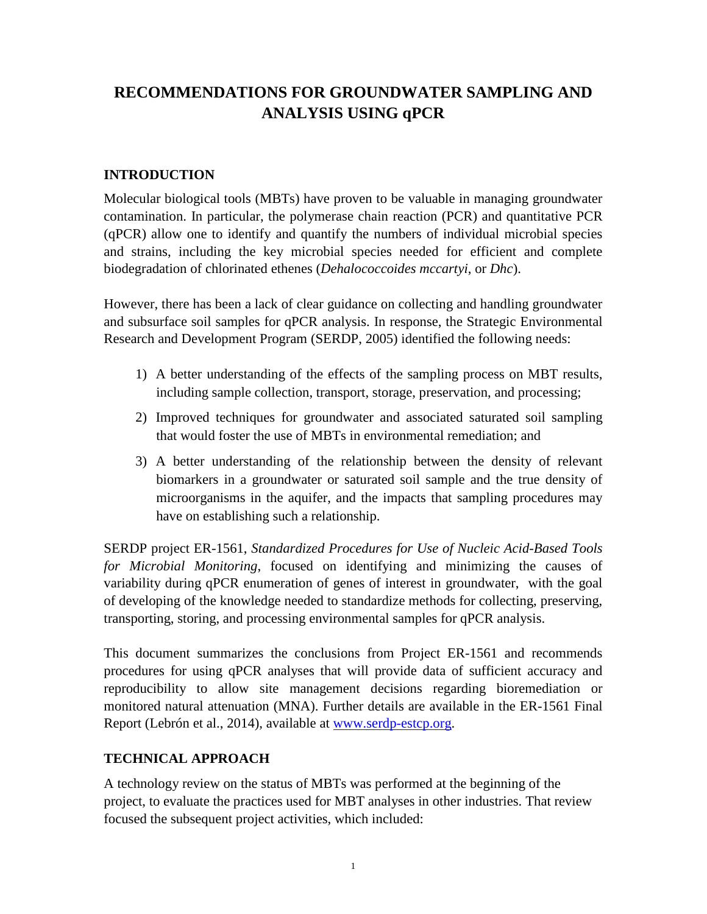# RECOMMENDATIONS FOR GROUNDWATER SAMPLING AND ANALYSIS USING qPCR

## INTRODUCTION

Molecular biological tools (MBTs) have proven to be valuable in managing groundwater contamination. In particular, the polymerase chain reaction (PCR) and quantitative PCR (qPCR) allow one to identify and quantify the numbers of individual microbial species and strains, including the key microbial species needed for efficient and complete biodegradation of chlorinated ethenes (*Dehalococcoides mccartyi*, or *Dhc*).

However, there has been a lack of clear guidance on collecting and handling groundwater and subsurface soil samples for qPCR analysis. In response, the Strategic Environmental Research and Development Program (SERDP, 2005) identified the following needs:

1) A better understanding of the effects of the sampling process on MBT results, including sample collection, transport, storage, preservation, and processing;
2) Improved techniques for groundwater and associated saturated soil sampling that would foster the use of MBTs in environmental remediation; and
3) A better understanding of the relationship between the density of relevant biomarkers in a groundwater or saturated soil sample and the true density of microorganisms in the aquifer, and the impacts that sampling procedures may have on establishing such a relationship.

SERDP project ER-1561, *Standardized Procedures for Use of Nucleic Acid-Based Tools for Microbial Monitoring*, focused on identifying and minimizing the causes of variability during qPCR enumeration of genes of interest in groundwater, with the goal of developing of the knowledge needed to standardize methods for collecting, preserving, transporting, storing, and processing environmental samples for qPCR analysis.

This document summarizes the conclusions from Project ER-1561 and recommends procedures for using qPCR analyses that will provide data of sufficient accuracy and reproducibility to allow site management decisions regarding bioremediation or monitored natural attenuation (MNA). Further details are available in the ER-1561 Final Report (Lebrón et al., 2014), available at www.serdp-estcp.org.

## TECHNICAL APPROACH

A technology review on the status of MBTs was performed at the beginning of the project, to evaluate the practices used for MBT analyses in other industries. That review focused the subsequent project activities, which included: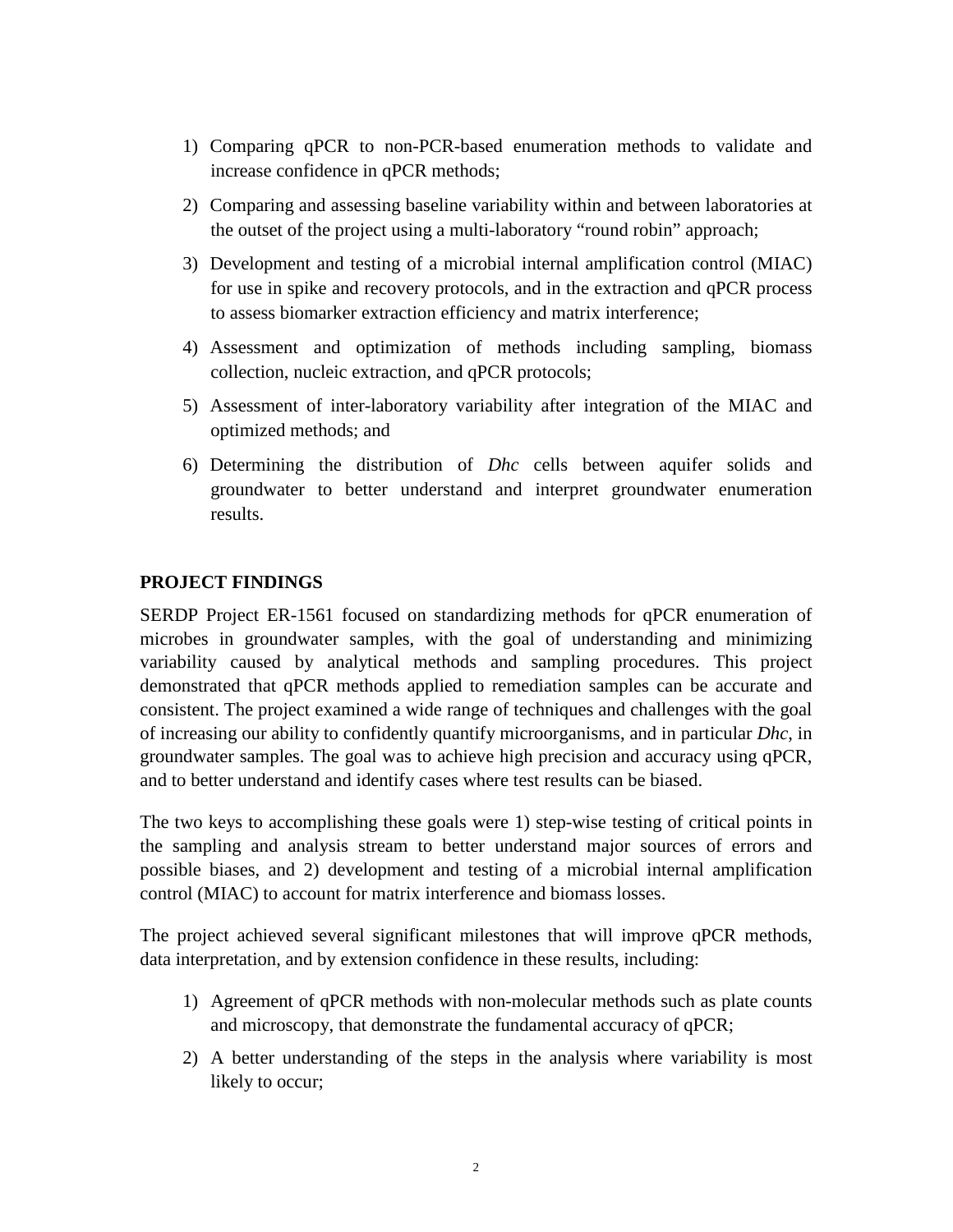1) Comparing qPCR to non-PCR-based enumeration methods to validate and increase confidence in qPCR methods;
2) Comparing and assessing baseline variability within and between laboratories at the outset of the project using a multi-laboratory "round robin" approach;
3) Development and testing of a microbial internal amplification control (MIAC) for use in spike and recovery protocols, and in the extraction and qPCR process to assess biomarker extraction efficiency and matrix interference;
4) Assessment and optimization of methods including sampling, biomass collection, nucleic extraction, and qPCR protocols;
5) Assessment of inter-laboratory variability after integration of the MIAC and optimized methods; and
6) Determining the distribution of *Dhc* cells between aquifer solids and groundwater to better understand and interpret groundwater enumeration results.

## PROJECT FINDINGS

SERDP Project ER-1561 focused on standardizing methods for qPCR enumeration of microbes in groundwater samples, with the goal of understanding and minimizing variability caused by analytical methods and sampling procedures. This project demonstrated that qPCR methods applied to remediation samples can be accurate and consistent. The project examined a wide range of techniques and challenges with the goal of increasing our ability to confidently quantify microorganisms, and in particular *Dhc*, in groundwater samples. The goal was to achieve high precision and accuracy using qPCR, and to better understand and identify cases where test results can be biased.

The two keys to accomplishing these goals were 1) step-wise testing of critical points in the sampling and analysis stream to better understand major sources of errors and possible biases, and 2) development and testing of a microbial internal amplification control (MIAC) to account for matrix interference and biomass losses.

The project achieved several significant milestones that will improve qPCR methods, data interpretation, and by extension confidence in these results, including:

1) Agreement of qPCR methods with non-molecular methods such as plate counts and microscopy, that demonstrate the fundamental accuracy of qPCR;
2) A better understanding of the steps in the analysis where variability is most likely to occur;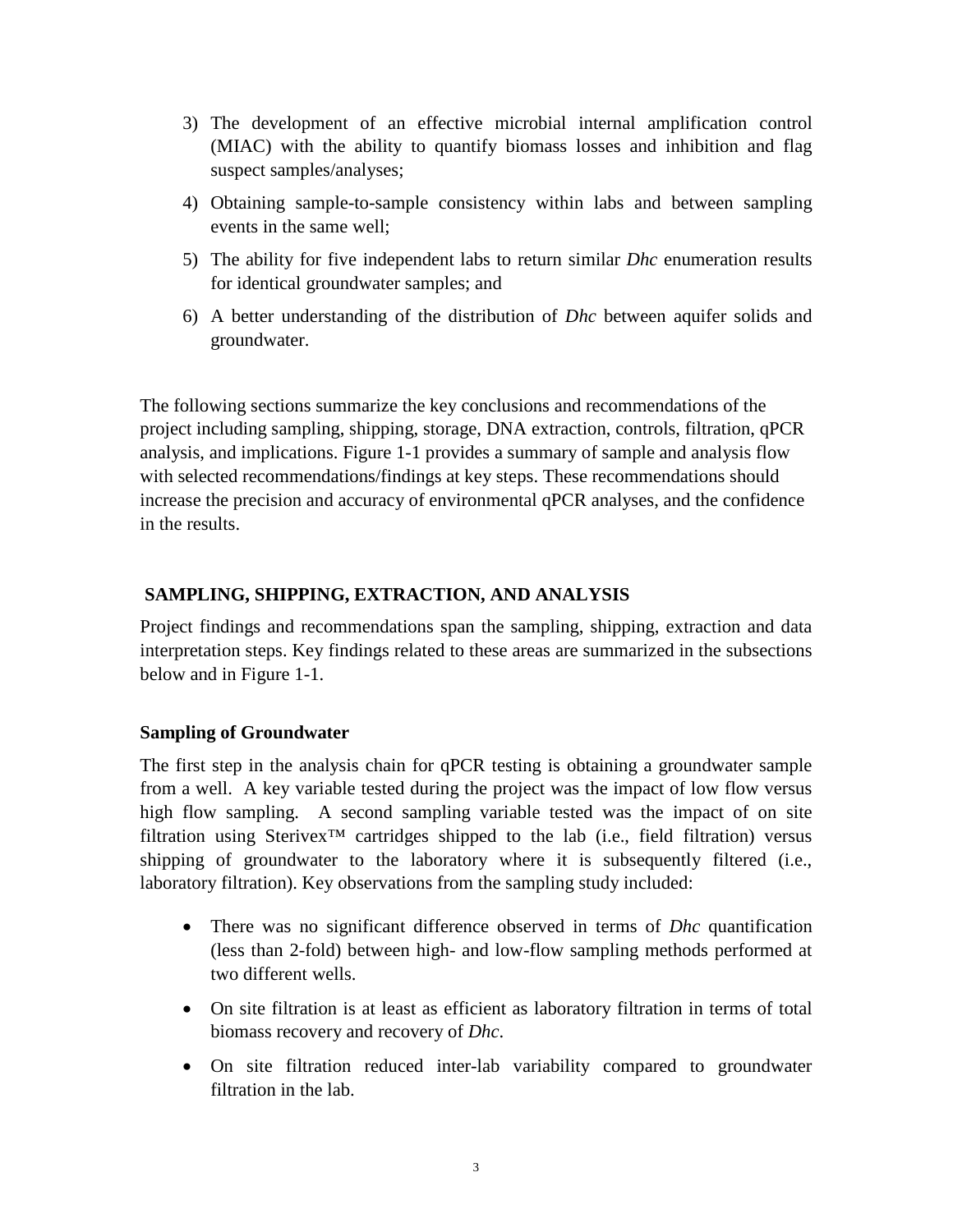3) The development of an effective microbial internal amplification control (MIAC) with the ability to quantify biomass losses and inhibition and flag suspect samples/analyses;
4) Obtaining sample-to-sample consistency within labs and between sampling events in the same well;
5) The ability for five independent labs to return similar *Dhc* enumeration results for identical groundwater samples; and
6) A better understanding of the distribution of *Dhc* between aquifer solids and groundwater.

The following sections summarize the key conclusions and recommendations of the project including sampling, shipping, storage, DNA extraction, controls, filtration, qPCR analysis, and implications. Figure 1-1 provides a summary of sample and analysis flow with selected recommendations/findings at key steps. These recommendations should increase the precision and accuracy of environmental qPCR analyses, and the confidence in the results.

## SAMPLING, SHIPPING, EXTRACTION, AND ANALYSIS

Project findings and recommendations span the sampling, shipping, extraction and data interpretation steps. Key findings related to these areas are summarized in the subsections below and in Figure 1-1.

### Sampling of Groundwater

The first step in the analysis chain for qPCR testing is obtaining a groundwater sample from a well. A key variable tested during the project was the impact of low flow versus high flow sampling. A second sampling variable tested was the impact of on site filtration using Sterivex™ cartridges shipped to the lab (i.e., field filtration) versus shipping of groundwater to the laboratory where it is subsequently filtered (i.e., laboratory filtration). Key observations from the sampling study included:

- There was no significant difference observed in terms of *Dhc* quantification (less than 2-fold) between high- and low-flow sampling methods performed at two different wells.
- On site filtration is at least as efficient as laboratory filtration in terms of total biomass recovery and recovery of *Dhc*.
- On site filtration reduced inter-lab variability compared to groundwater filtration in the lab.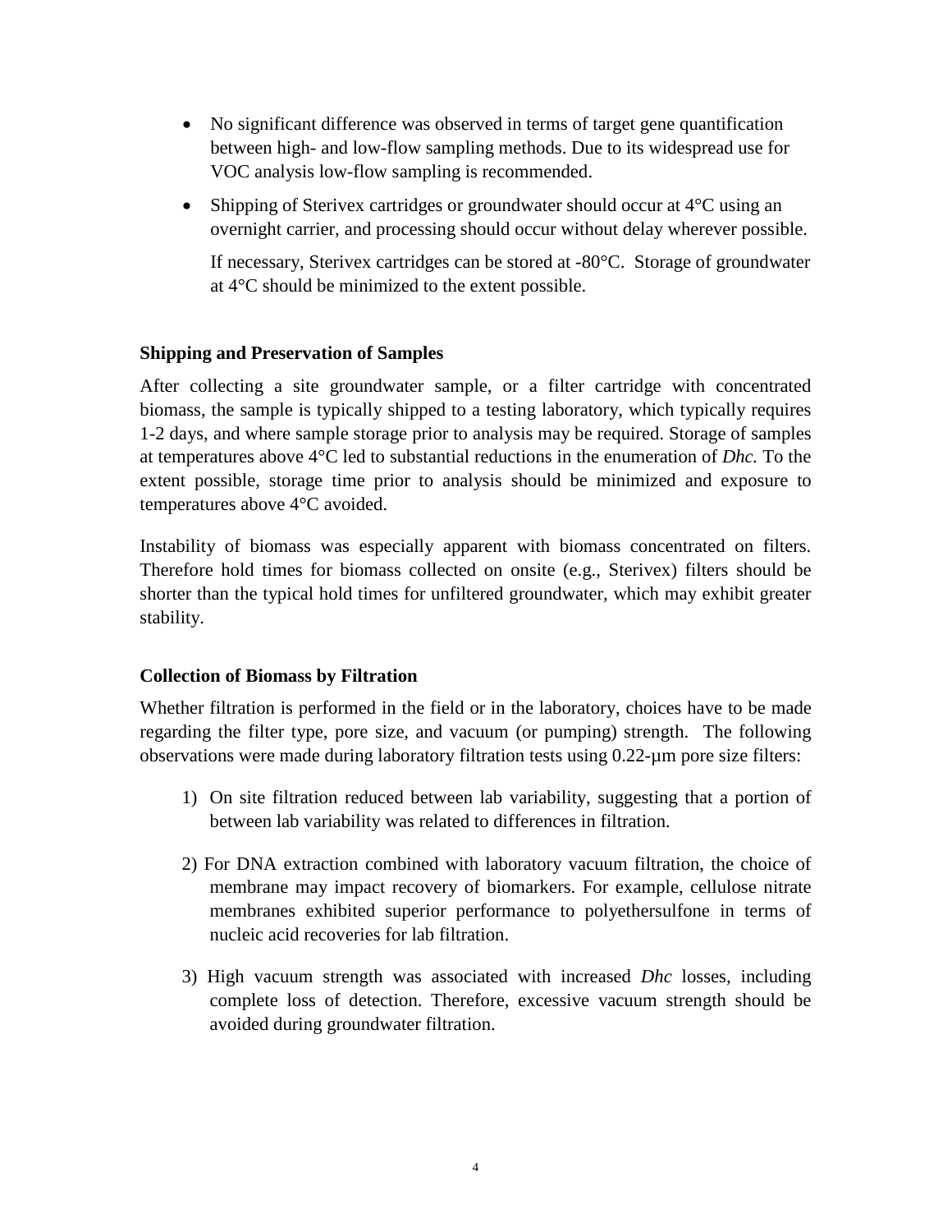- No significant difference was observed in terms of target gene quantification between high- and low-flow sampling methods. Due to its widespread use for VOC analysis low-flow sampling is recommended.
- Shipping of Sterivex cartridges or groundwater should occur at 4°C using an overnight carrier, and processing should occur without delay wherever possible.

  If necessary, Sterivex cartridges can be stored at -80°C. Storage of groundwater at 4°C should be minimized to the extent possible.

**Shipping and Preservation of Samples**

After collecting a site groundwater sample, or a filter cartridge with concentrated biomass, the sample is typically shipped to a testing laboratory, which typically requires 1-2 days, and where sample storage prior to analysis may be required. Storage of samples at temperatures above 4°C led to substantial reductions in the enumeration of *Dhc.* To the extent possible, storage time prior to analysis should be minimized and exposure to temperatures above 4°C avoided.

Instability of biomass was especially apparent with biomass concentrated on filters. Therefore hold times for biomass collected on onsite (e.g., Sterivex) filters should be shorter than the typical hold times for unfiltered groundwater, which may exhibit greater stability.

**Collection of Biomass by Filtration**

Whether filtration is performed in the field or in the laboratory, choices have to be made regarding the filter type, pore size, and vacuum (or pumping) strength. The following observations were made during laboratory filtration tests using 0.22-μm pore size filters:

1) On site filtration reduced between lab variability, suggesting that a portion of between lab variability was related to differences in filtration.
2) For DNA extraction combined with laboratory vacuum filtration, the choice of membrane may impact recovery of biomarkers. For example, cellulose nitrate membranes exhibited superior performance to polyethersulfone in terms of nucleic acid recoveries for lab filtration.
3) High vacuum strength was associated with increased *Dhc* losses, including complete loss of detection. Therefore, excessive vacuum strength should be avoided during groundwater filtration.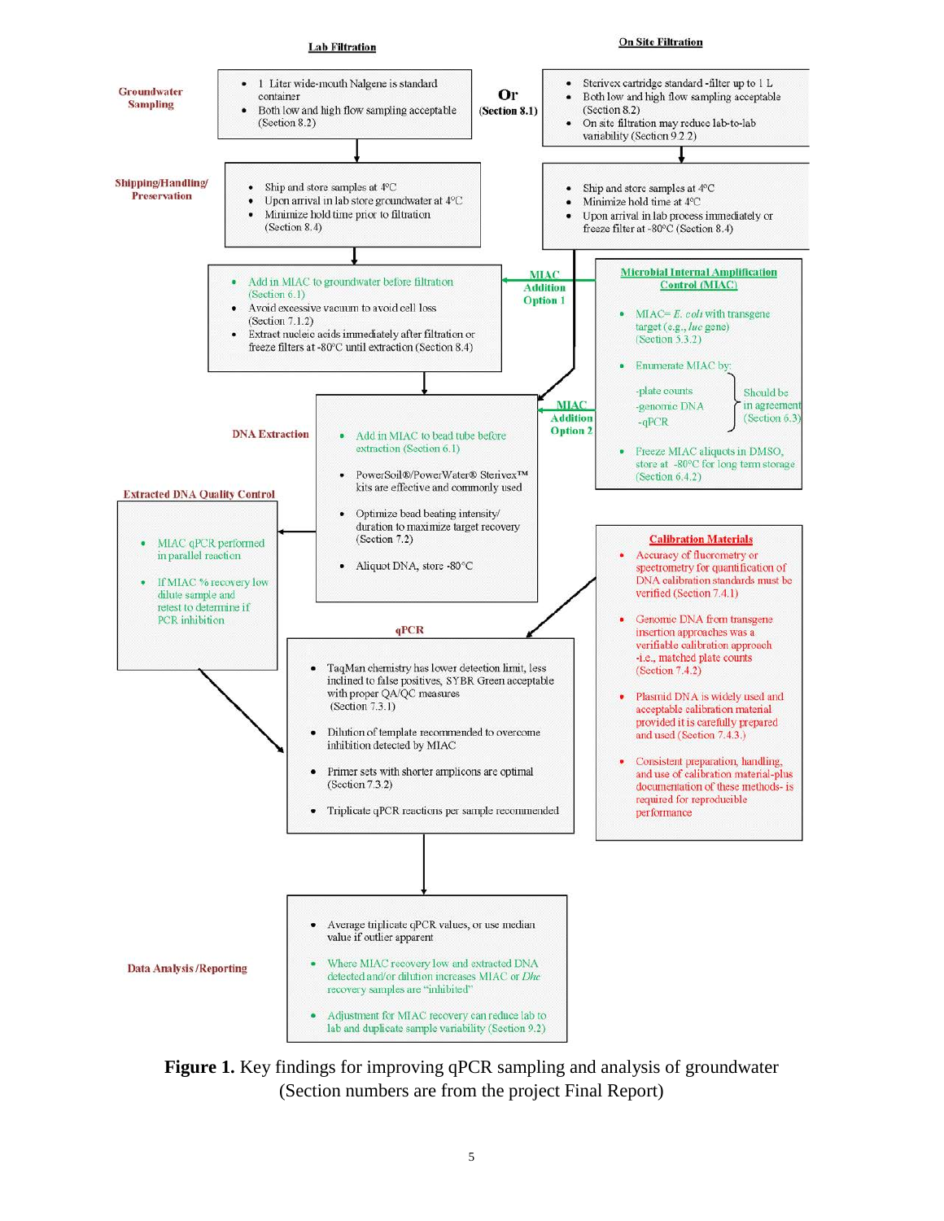**Lab Filtration**

**On Site Filtration**

**Groundwater Sampling**

- 1 Liter wide-mouth Nalgene is standard container
- Both low and high flow sampling acceptable (Section 8.2)

**Or (Section 8.1)**

- Sterivex cartridge standard -filter up to 1 L
- Both low and high flow sampling acceptable (Section 8.2)
- On site filtration may reduce lab-to-lab variability (Section 9.2.2)

**Shipping/Handling/ Preservation**

- Ship and store samples at 4°C
- Upon arrival in lab store groundwater at 4°C
- Minimize hold time prior to filtration (Section 8.4)

- Ship and store samples at 4°C
- Minimize hold time at 4°C
- Upon arrival in lab process immediately or freeze filter at -80°C (Section 8.4)

- Add in MIAC to groundwater before filtration (Section 6.1)
- Avoid excessive vacuum to avoid cell loss (Section 7.1.2)
- Extract nucleic acids immediately after filtration or freeze filters at -80°C until extraction (Section 8.4)

**MIAC Addition Option 1**

**Microbial Internal Amplification Control (MIAC)**

- MIAC= *E. coli* with transgene target (e.g., *luc* gene) (Section 5.3.2)
- Enumerate MIAC by:
  - -plate counts
  - -genomic DNA
  - -qPCR

  Should be in agreement (Section 6.3)
- Freeze MIAC aliquots in DMSO, store at -80°C for long term storage (Section 6.4.2)

**DNA Extraction**

**MIAC Addition Option 2**

- Add in MIAC to bead tube before extraction (Section 6.1)
- PowerSoil®/PowerWater® Sterivex™ kits are effective and commonly used
- Optimize bead beating intensity/ duration to maximize target recovery (Section 7.2)
- Aliquot DNA, store -80°C

**Extracted DNA Quality Control**

- MIAC qPCR performed in parallel reaction
- If MIAC % recovery low dilute sample and retest to determine if PCR inhibition

**Calibration Materials**

- Accuracy of fluorometry or spectrometry for quantification of DNA calibration standards must be verified (Section 7.4.1)
- Genomic DNA from transgene insertion approaches was a verifiable calibration approach -i.e., matched plate counts (Section 7.4.2)
- Plasmid DNA is widely used and acceptable calibration material provided it is carefully prepared and used (Section 7.4.3.)
- Consistent preparation, handling, and use of calibration material-plus documentation of these methods- is required for reproducible performance

**qPCR**

- TaqMan chemistry has lower detection limit, less inclined to false positives, SYBR Green acceptable with proper QA/QC measures (Section 7.3.1)
- Dilution of template recommended to overcome inhibition detected by MIAC
- Primer sets with shorter amplicons are optimal (Section 7.3.2)
- Triplicate qPCR reactions per sample recommended

**Data Analysis /Reporting**

- Average triplicate qPCR values, or use median value if outlier apparent
- Where MIAC recovery low and extracted DNA detected and/or dilution increases MIAC or *Dhc* recovery samples are "inhibited"
- Adjustment for MIAC recovery can reduce lab to lab and duplicate sample variability (Section 9.2)

**Figure 1.** Key findings for improving qPCR sampling and analysis of groundwater (Section numbers are from the project Final Report)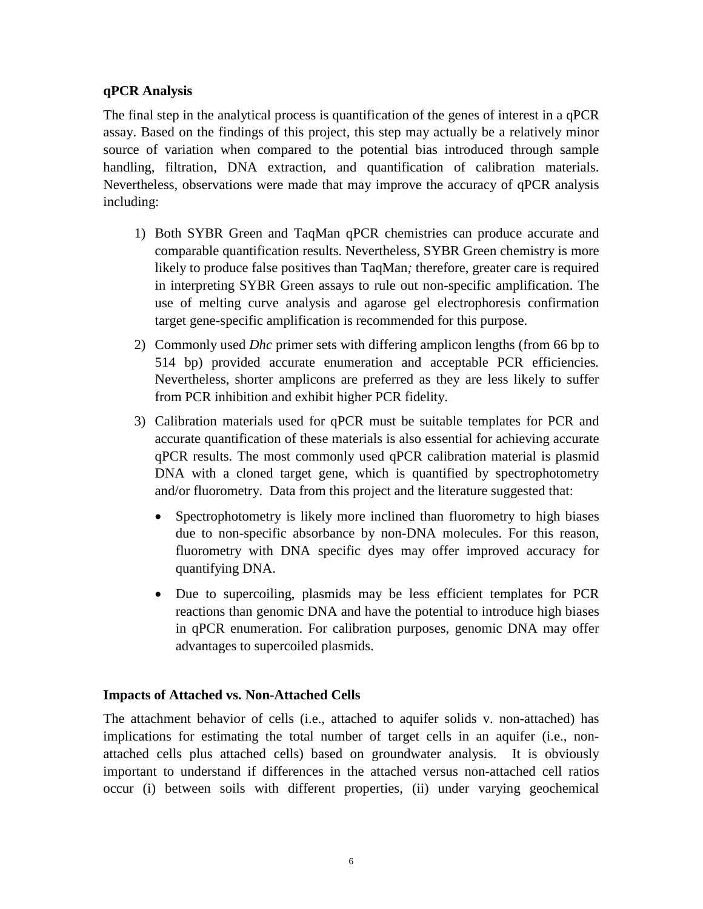### qPCR Analysis

The final step in the analytical process is quantification of the genes of interest in a qPCR assay. Based on the findings of this project, this step may actually be a relatively minor source of variation when compared to the potential bias introduced through sample handling, filtration, DNA extraction, and quantification of calibration materials. Nevertheless, observations were made that may improve the accuracy of qPCR analysis including:

1) Both SYBR Green and TaqMan qPCR chemistries can produce accurate and comparable quantification results. Nevertheless, SYBR Green chemistry is more likely to produce false positives than TaqMan*;* therefore, greater care is required in interpreting SYBR Green assays to rule out non-specific amplification. The use of melting curve analysis and agarose gel electrophoresis confirmation target gene-specific amplification is recommended for this purpose.

2) Commonly used *Dhc* primer sets with differing amplicon lengths (from 66 bp to 514 bp) provided accurate enumeration and acceptable PCR efficiencies*.* Nevertheless, shorter amplicons are preferred as they are less likely to suffer from PCR inhibition and exhibit higher PCR fidelity.

3) Calibration materials used for qPCR must be suitable templates for PCR and accurate quantification of these materials is also essential for achieving accurate qPCR results. The most commonly used qPCR calibration material is plasmid DNA with a cloned target gene, which is quantified by spectrophotometry and/or fluorometry. Data from this project and the literature suggested that:

   - Spectrophotometry is likely more inclined than fluorometry to high biases due to non-specific absorbance by non-DNA molecules. For this reason, fluorometry with DNA specific dyes may offer improved accuracy for quantifying DNA.

   - Due to supercoiling, plasmids may be less efficient templates for PCR reactions than genomic DNA and have the potential to introduce high biases in qPCR enumeration. For calibration purposes, genomic DNA may offer advantages to supercoiled plasmids.

### Impacts of Attached vs. Non-Attached Cells

The attachment behavior of cells (i.e., attached to aquifer solids v. non-attached) has implications for estimating the total number of target cells in an aquifer (i.e., non-attached cells plus attached cells) based on groundwater analysis. It is obviously important to understand if differences in the attached versus non-attached cell ratios occur (i) between soils with different properties, (ii) under varying geochemical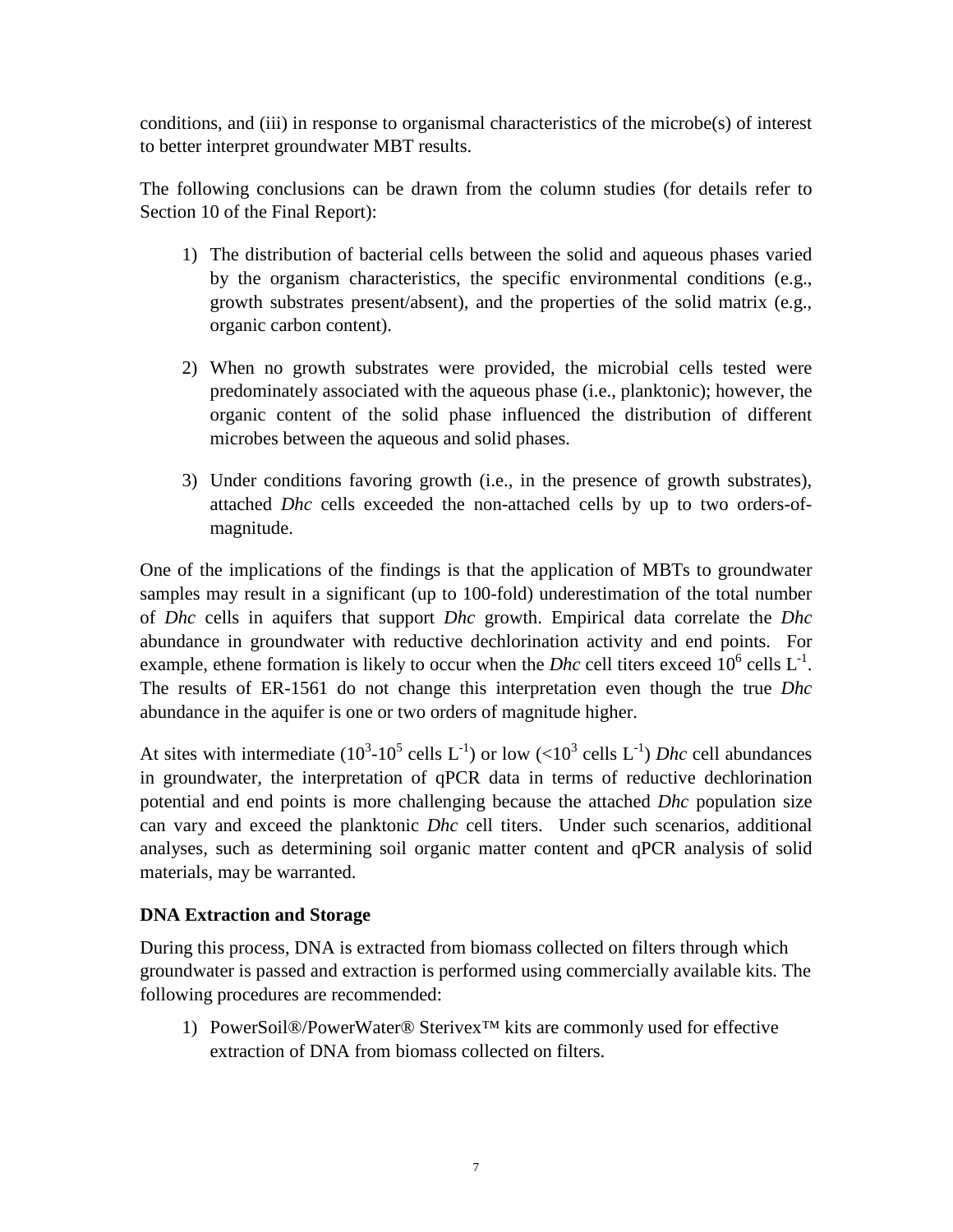conditions, and (iii) in response to organismal characteristics of the microbe(s) of interest to better interpret groundwater MBT results.

The following conclusions can be drawn from the column studies (for details refer to Section 10 of the Final Report):

1) The distribution of bacterial cells between the solid and aqueous phases varied by the organism characteristics, the specific environmental conditions (e.g., growth substrates present/absent), and the properties of the solid matrix (e.g., organic carbon content).

2) When no growth substrates were provided, the microbial cells tested were predominately associated with the aqueous phase (i.e., planktonic); however, the organic content of the solid phase influenced the distribution of different microbes between the aqueous and solid phases.

3) Under conditions favoring growth (i.e., in the presence of growth substrates), attached *Dhc* cells exceeded the non-attached cells by up to two orders-of-magnitude.

One of the implications of the findings is that the application of MBTs to groundwater samples may result in a significant (up to 100-fold) underestimation of the total number of *Dhc* cells in aquifers that support *Dhc* growth. Empirical data correlate the *Dhc* abundance in groundwater with reductive dechlorination activity and end points. For example, ethene formation is likely to occur when the *Dhc* cell titers exceed $10^6$ cells $L^{-1}$. The results of ER-1561 do not change this interpretation even though the true *Dhc* abundance in the aquifer is one or two orders of magnitude higher.

At sites with intermediate ($10^3$-$10^5$ cells $L^{-1}$) or low ($<10^3$ cells $L^{-1}$) *Dhc* cell abundances in groundwater, the interpretation of qPCR data in terms of reductive dechlorination potential and end points is more challenging because the attached *Dhc* population size can vary and exceed the planktonic *Dhc* cell titers. Under such scenarios, additional analyses, such as determining soil organic matter content and qPCR analysis of solid materials, may be warranted.

**DNA Extraction and Storage**

During this process, DNA is extracted from biomass collected on filters through which groundwater is passed and extraction is performed using commercially available kits. The following procedures are recommended:

1) PowerSoil®/PowerWater® Sterivex™ kits are commonly used for effective extraction of DNA from biomass collected on filters.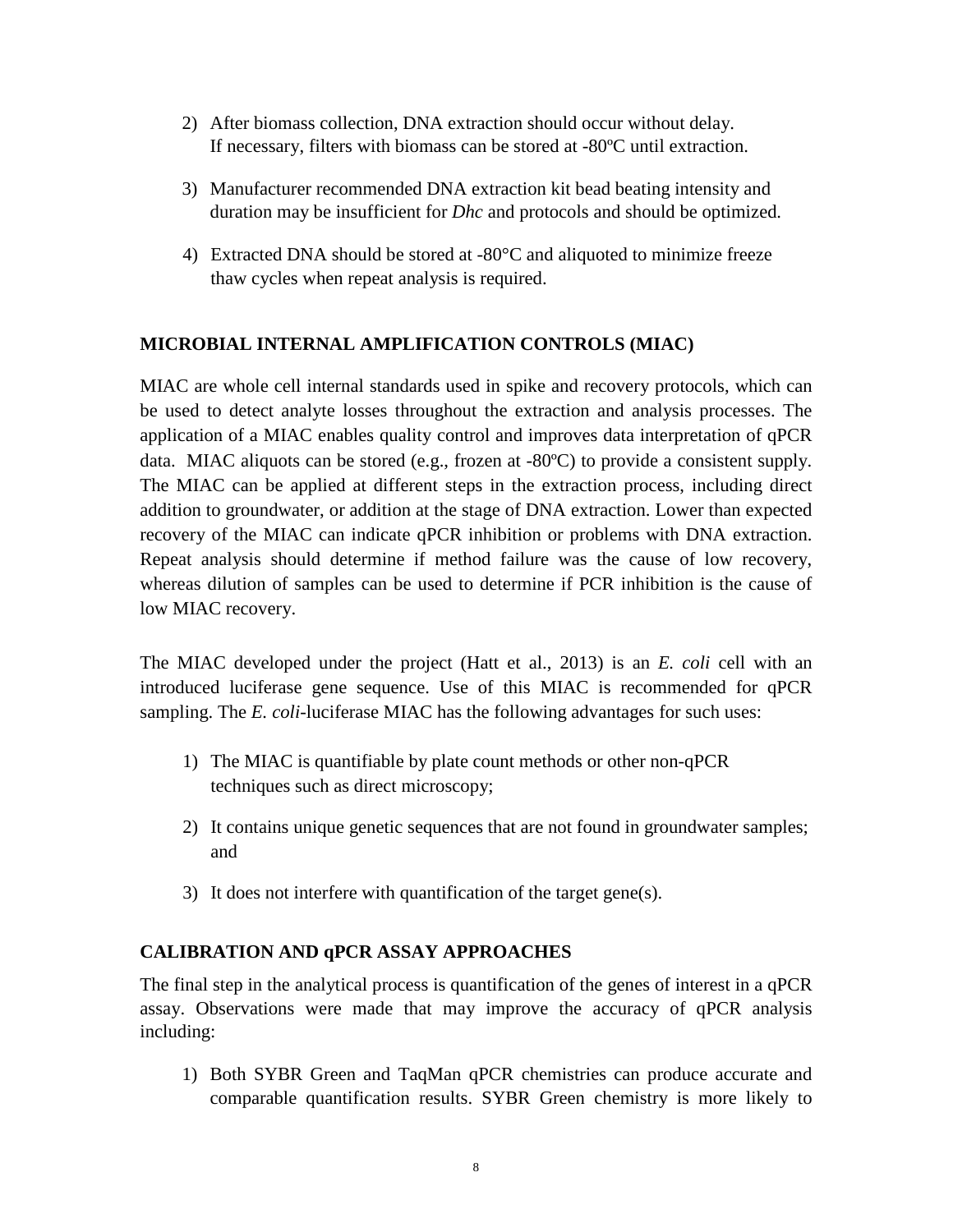2) After biomass collection, DNA extraction should occur without delay. If necessary, filters with biomass can be stored at -80ºC until extraction.

3) Manufacturer recommended DNA extraction kit bead beating intensity and duration may be insufficient for *Dhc* and protocols and should be optimized.

4) Extracted DNA should be stored at -80°C and aliquoted to minimize freeze thaw cycles when repeat analysis is required.

## MICROBIAL INTERNAL AMPLIFICATION CONTROLS (MIAC)

MIAC are whole cell internal standards used in spike and recovery protocols, which can be used to detect analyte losses throughout the extraction and analysis processes. The application of a MIAC enables quality control and improves data interpretation of qPCR data. MIAC aliquots can be stored (e.g., frozen at -80ºC) to provide a consistent supply. The MIAC can be applied at different steps in the extraction process, including direct addition to groundwater, or addition at the stage of DNA extraction. Lower than expected recovery of the MIAC can indicate qPCR inhibition or problems with DNA extraction. Repeat analysis should determine if method failure was the cause of low recovery, whereas dilution of samples can be used to determine if PCR inhibition is the cause of low MIAC recovery.

The MIAC developed under the project (Hatt et al., 2013) is an *E. coli* cell with an introduced luciferase gene sequence. Use of this MIAC is recommended for qPCR sampling. The *E. coli*-luciferase MIAC has the following advantages for such uses:

1) The MIAC is quantifiable by plate count methods or other non-qPCR techniques such as direct microscopy;

2) It contains unique genetic sequences that are not found in groundwater samples; and

3) It does not interfere with quantification of the target gene(s).

## CALIBRATION AND qPCR ASSAY APPROACHES

The final step in the analytical process is quantification of the genes of interest in a qPCR assay. Observations were made that may improve the accuracy of qPCR analysis including:

1) Both SYBR Green and TaqMan qPCR chemistries can produce accurate and comparable quantification results. SYBR Green chemistry is more likely to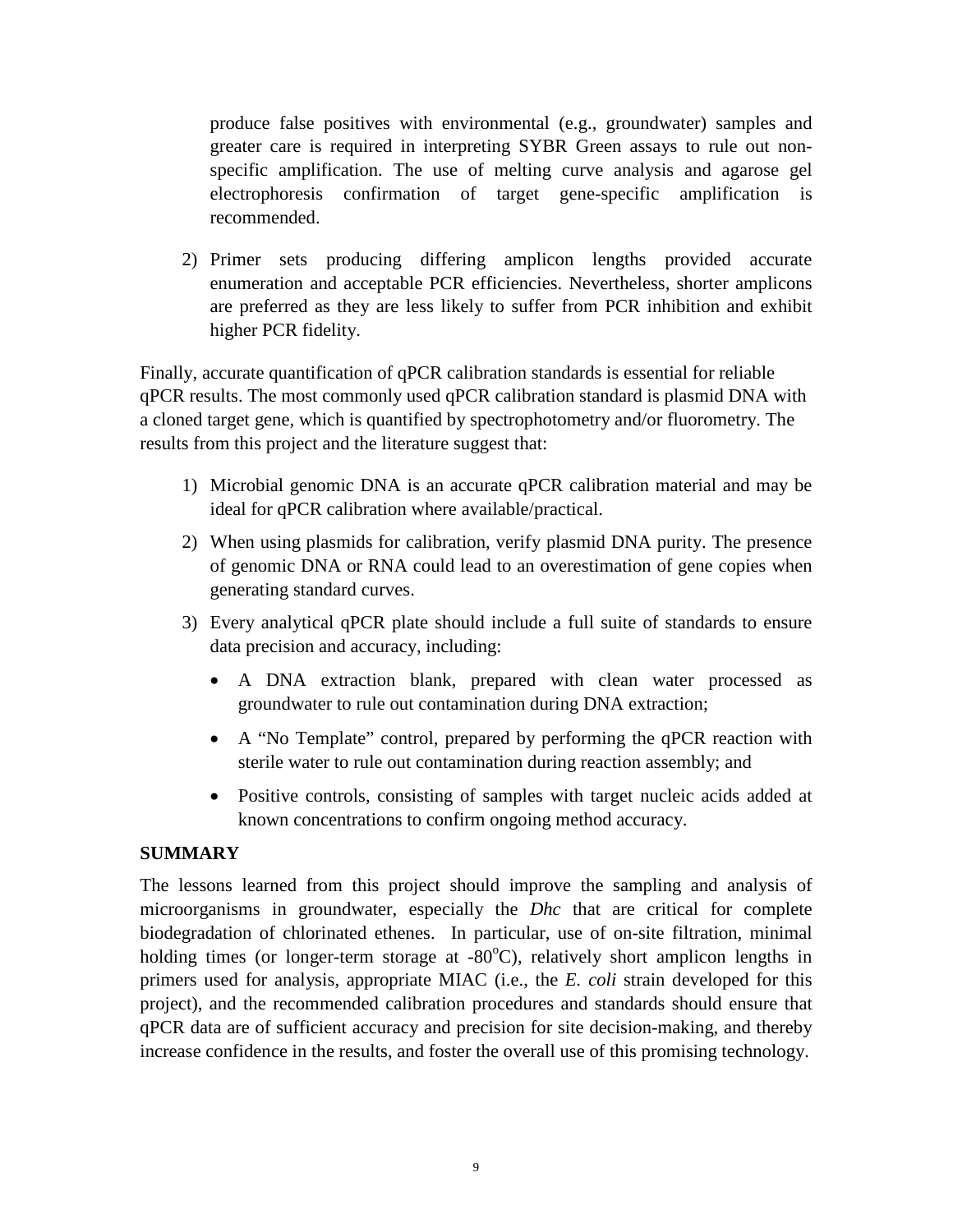produce false positives with environmental (e.g., groundwater) samples and greater care is required in interpreting SYBR Green assays to rule out non-specific amplification. The use of melting curve analysis and agarose gel electrophoresis confirmation of target gene-specific amplification is recommended.

2) Primer sets producing differing amplicon lengths provided accurate enumeration and acceptable PCR efficiencies. Nevertheless, shorter amplicons are preferred as they are less likely to suffer from PCR inhibition and exhibit higher PCR fidelity.

Finally, accurate quantification of qPCR calibration standards is essential for reliable qPCR results. The most commonly used qPCR calibration standard is plasmid DNA with a cloned target gene, which is quantified by spectrophotometry and/or fluorometry. The results from this project and the literature suggest that:

1) Microbial genomic DNA is an accurate qPCR calibration material and may be ideal for qPCR calibration where available/practical.
2) When using plasmids for calibration, verify plasmid DNA purity. The presence of genomic DNA or RNA could lead to an overestimation of gene copies when generating standard curves.
3) Every analytical qPCR plate should include a full suite of standards to ensure data precision and accuracy, including:
   - A DNA extraction blank, prepared with clean water processed as groundwater to rule out contamination during DNA extraction;
   - A "No Template" control, prepared by performing the qPCR reaction with sterile water to rule out contamination during reaction assembly; and
   - Positive controls, consisting of samples with target nucleic acids added at known concentrations to confirm ongoing method accuracy.

**SUMMARY**

The lessons learned from this project should improve the sampling and analysis of microorganisms in groundwater, especially the *Dhc* that are critical for complete biodegradation of chlorinated ethenes. In particular, use of on-site filtration, minimal holding times (or longer-term storage at -80$^{o}$C), relatively short amplicon lengths in primers used for analysis, appropriate MIAC (i.e., the *E. coli* strain developed for this project), and the recommended calibration procedures and standards should ensure that qPCR data are of sufficient accuracy and precision for site decision-making, and thereby increase confidence in the results, and foster the overall use of this promising technology.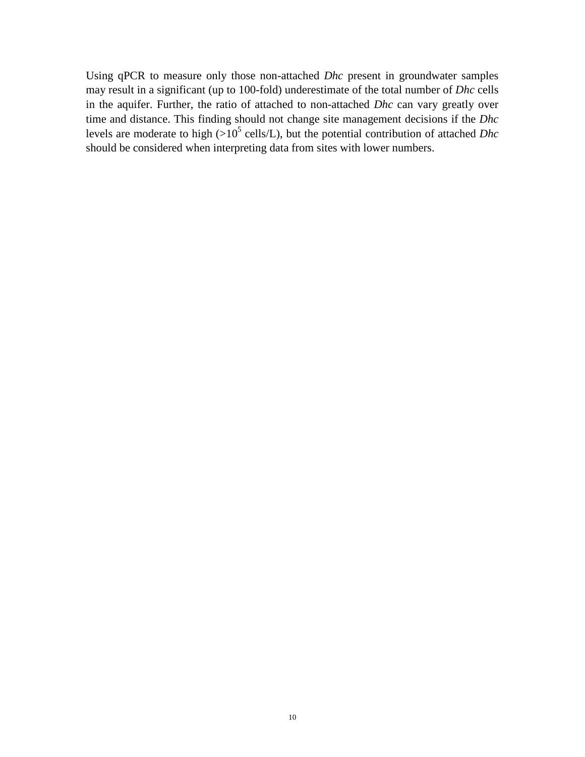Using qPCR to measure only those non-attached *Dhc* present in groundwater samples may result in a significant (up to 100-fold) underestimate of the total number of *Dhc* cells in the aquifer. Further, the ratio of attached to non-attached *Dhc* can vary greatly over time and distance. This finding should not change site management decisions if the *Dhc* levels are moderate to high (>$10^5$ cells/L), but the potential contribution of attached *Dhc* should be considered when interpreting data from sites with lower numbers.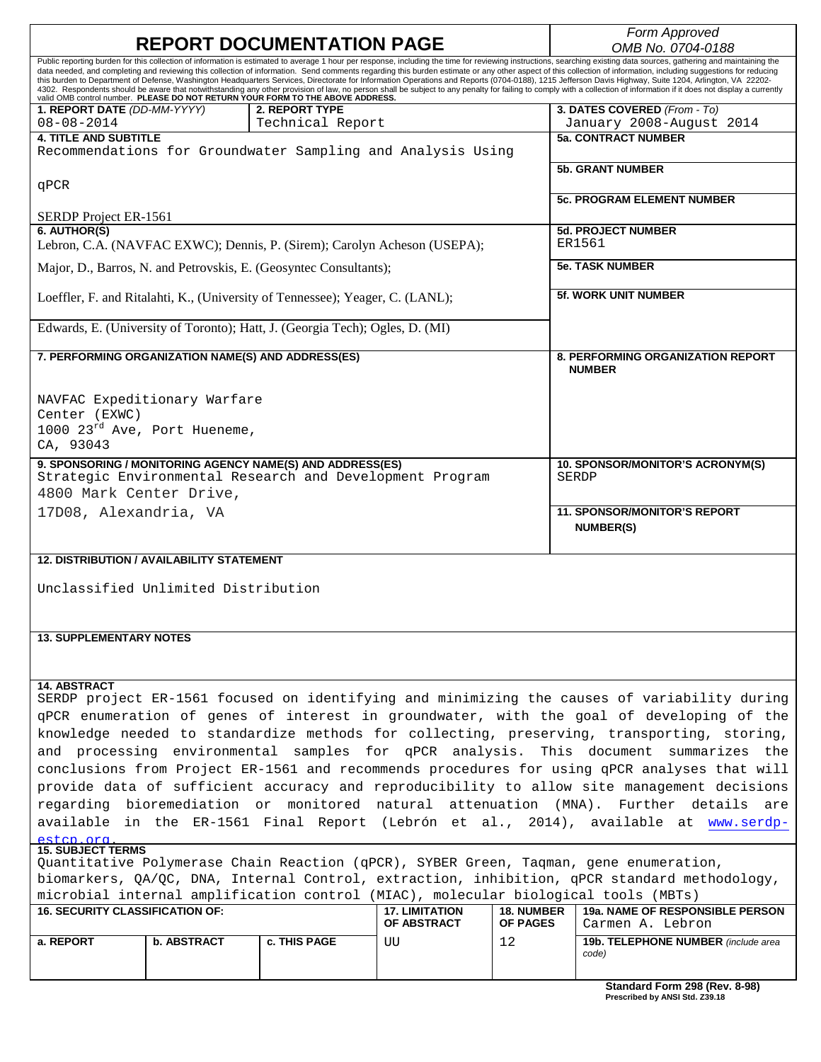# REPORT DOCUMENTATION PAGE

*Form Approved*
*OMB No. 0704-0188*

Public reporting burden for this collection of information is estimated to average 1 hour per response, including the time for reviewing instructions, searching existing data sources, gathering and maintaining the data needed, and completing and reviewing this collection of information. Send comments regarding this burden estimate or any other aspect of this collection of information, including suggestions for reducing this burden to Department of Defense, Washington Headquarters Services, Directorate for Information Operations and Reports (0704-0188), 1215 Jefferson Davis Highway, Suite 1204, Arlington, VA 22202-4302. Respondents should be aware that notwithstanding any other provision of law, no person shall be subject to any penalty for failing to comply with a collection of information if it does not display a currently valid OMB control number. **PLEASE DO NOT RETURN YOUR FORM TO THE ABOVE ADDRESS.**

| **1. REPORT DATE** *(DD-MM-YYYY)* | **2. REPORT TYPE** | **3. DATES COVERED** *(From - To)* |
|---|---|---|
| 08-08-2014 | Technical Report | January 2008-August 2014 |

**4. TITLE AND SUBTITLE**
Recommendations for Groundwater Sampling and Analysis Using qPCR

SERDP Project ER-1561

**5a. CONTRACT NUMBER**

**5b. GRANT NUMBER**

**5c. PROGRAM ELEMENT NUMBER**

**6. AUTHOR(S)**
Lebron, C.A. (NAVFAC EXWC); Dennis, P. (Sirem); Carolyn Acheson (USEPA);

Major, D., Barros, N. and Petrovskis, E. (Geosyntec Consultants);

Loeffler, F. and Ritalahti, K., (University of Tennessee); Yeager, C. (LANL);

Edwards, E. (University of Toronto); Hatt, J. (Georgia Tech); Ogles, D. (MI)

**5d. PROJECT NUMBER**
ER1561

**5e. TASK NUMBER**

**5f. WORK UNIT NUMBER**

**7. PERFORMING ORGANIZATION NAME(S) AND ADDRESS(ES)**

NAVFAC Expeditionary Warfare Center (EXWC)
1000 23rd Ave, Port Hueneme, CA, 93043

**8. PERFORMING ORGANIZATION REPORT NUMBER**

**9. SPONSORING / MONITORING AGENCY NAME(S) AND ADDRESS(ES)**
Strategic Environmental Research and Development Program
4800 Mark Center Drive,
17D08, Alexandria, VA

**10. SPONSOR/MONITOR'S ACRONYM(S)**
SERDP

**11. SPONSOR/MONITOR'S REPORT NUMBER(S)**

**12. DISTRIBUTION / AVAILABILITY STATEMENT**

Unclassified Unlimited Distribution

**13. SUPPLEMENTARY NOTES**

**14. ABSTRACT**
SERDP project ER-1561 focused on identifying and minimizing the causes of variability during qPCR enumeration of genes of interest in groundwater, with the goal of developing of the knowledge needed to standardize methods for collecting, preserving, transporting, storing, and processing environmental samples for qPCR analysis. This document summarizes the conclusions from Project ER-1561 and recommends procedures for using qPCR analyses that will provide data of sufficient accuracy and reproducibility to allow site management decisions regarding bioremediation or monitored natural attenuation (MNA). Further details are available in the ER-1561 Final Report (Lebrón et al., 2014), available at www.serdp-estcp.org.

**15. SUBJECT TERMS**
Quantitative Polymerase Chain Reaction (qPCR), SYBER Green, Taqman, gene enumeration, biomarkers, QA/QC, DNA, Internal Control, extraction, inhibition, qPCR standard methodology, microbial internal amplification control (MIAC), molecular biological tools (MBTs)

| **16. SECURITY CLASSIFICATION OF:** | | | **17. LIMITATION OF ABSTRACT** | **18. NUMBER OF PAGES** | **19a. NAME OF RESPONSIBLE PERSON** |
|---|---|---|---|---|---|
| **a. REPORT** | **b. ABSTRACT** | **c. THIS PAGE** | UU | 12 | Carmen A. Lebron |
| | | | | | **19b. TELEPHONE NUMBER** *(include area code)* |

**Standard Form 298 (Rev. 8-98)**
**Prescribed by ANSI Std. Z39.18**